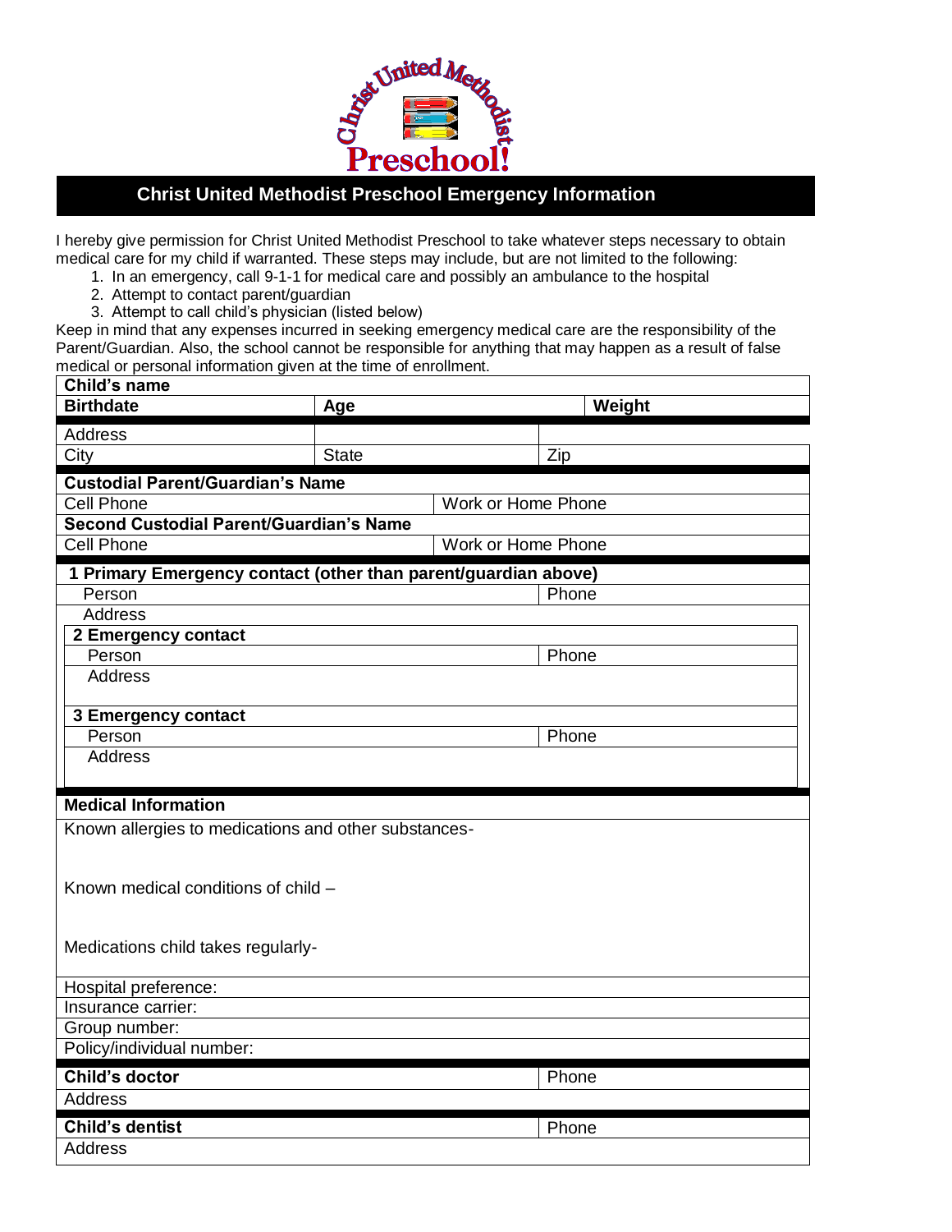# Christ United Methodist Preschool Emergency Information

I hereby give permission for Christ United Methodist Preschool to take whatever steps necessary to obtain medical care for my child if warranted. These steps may include, but are not limited to the following:

1. In an emergency, call 9-1-1 for medical care and possibly an ambulance to the hospital
2. Attempt to contact parent/guardian
3. Attempt to call child's physician (listed below)

Keep in mind that any expenses incurred in seeking emergency medical care are the responsibility of the Parent/Guardian. Also, the school cannot be responsible for anything that may happen as a result of false medical or personal information given at the time of enrollment.

| **Child's name** | | |
|---|---|---|
| **Birthdate** | **Age** | **Weight** |
| Address | | |
| City | State | Zip |

| **Custodial Parent/Guardian's Name** | |
|---|---|
| Cell Phone | Work or Home Phone |
| **Second Custodial Parent/Guardian's Name** | |
| Cell Phone | Work or Home Phone |

| **1 Primary Emergency contact (other than parent/guardian above)** | |
|---|---|
| Person | Phone |
| Address | |
| **2 Emergency contact** | |
| Person | Phone |
| Address | |
| **3 Emergency contact** | |
| Person | Phone |
| Address | |

| **Medical Information** |
|---|
| Known allergies to medications and other substances- |
| Known medical conditions of child – |
| Medications child takes regularly- |
| Hospital preference: |
| Insurance carrier: |
| Group number: |
| Policy/individual number: |

| **Child's doctor** | Phone |
|---|---|
| Address | |
| **Child's dentist** | Phone |
| Address | |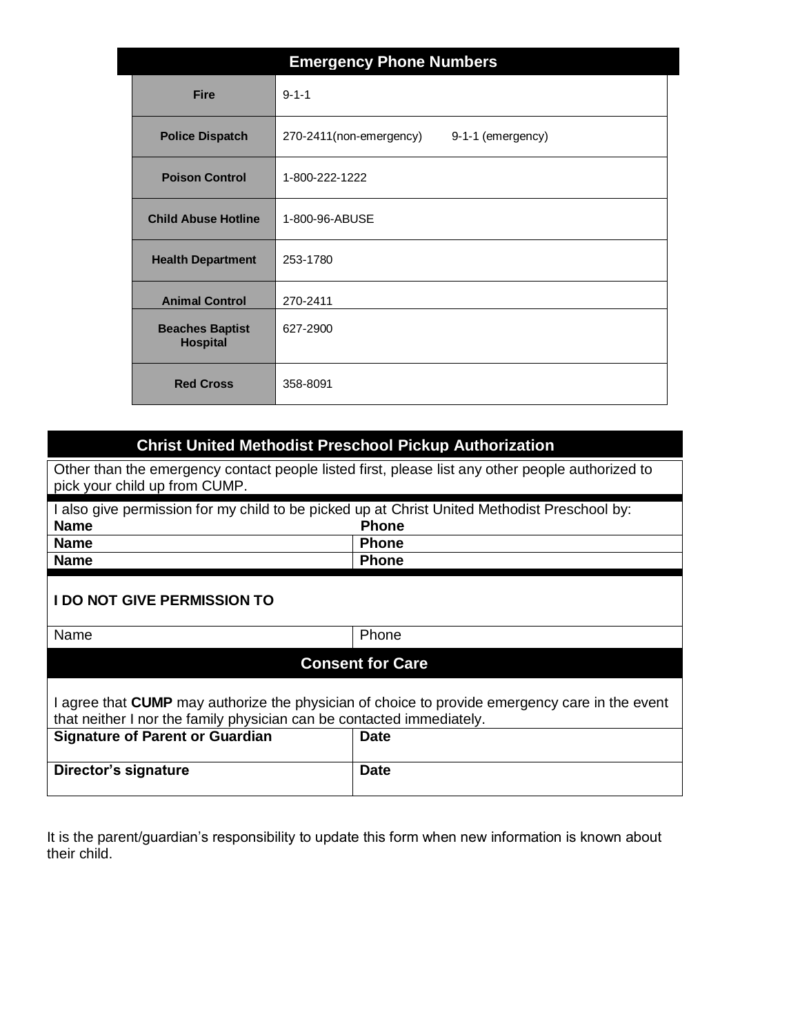## Emergency Phone Numbers

| | |
|---|---|
| **Fire** | 9-1-1 |
| **Police Dispatch** | 270-2411(non-emergency)     9-1-1 (emergency) |
| **Poison Control** | 1-800-222-1222 |
| **Child Abuse Hotline** | 1-800-96-ABUSE |
| **Health Department** | 253-1780 |
| **Animal Control** | 270-2411 |
| **Beaches Baptist Hospital** | 627-2900 |
| **Red Cross** | 358-8091 |

## Christ United Methodist Preschool Pickup Authorization

Other than the emergency contact people listed first, please list any other people authorized to pick your child up from CUMP.

I also give permission for my child to be picked up at Christ United Methodist Preschool by:

| | |
|---|---|
| **Name** | **Phone** |
| **Name** | **Phone** |
| **Name** | **Phone** |

**I DO NOT GIVE PERMISSION TO**

| | |
|---|---|
| Name | Phone |

## Consent for Care

I agree that **CUMP** may authorize the physician of choice to provide emergency care in the event that neither I nor the family physician can be contacted immediately.

| | |
|---|---|
| **Signature of Parent or Guardian** | **Date** |
| **Director's signature** | **Date** |

It is the parent/guardian's responsibility to update this form when new information is known about their child.